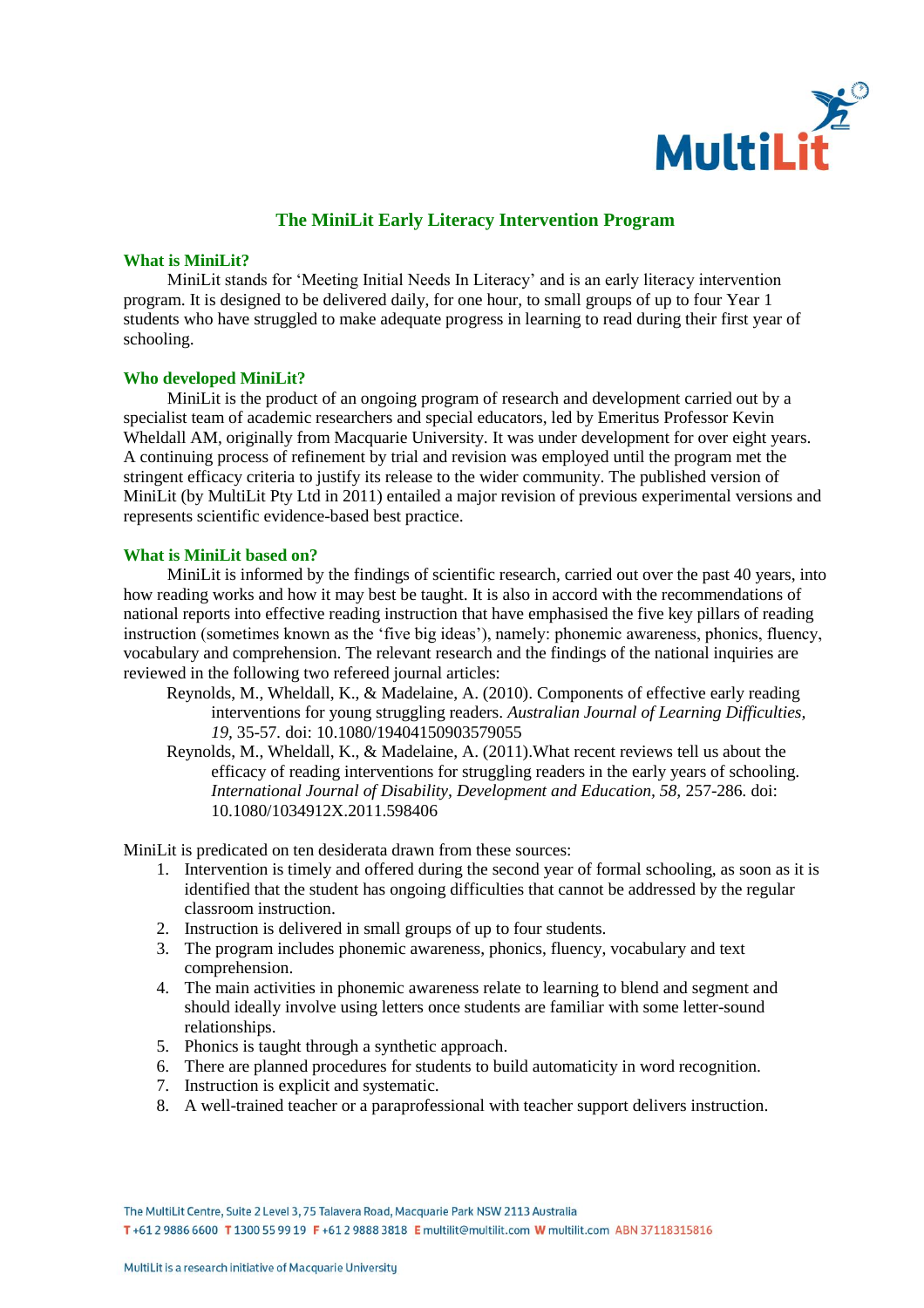# The MiniLit Early Literacy Intervention Program

## What is MiniLit?

MiniLit stands for 'Meeting Initial Needs In Literacy' and is an early literacy intervention program. It is designed to be delivered daily, for one hour, to small groups of up to four Year 1 students who have struggled to make adequate progress in learning to read during their first year of schooling.

## Who developed MiniLit?

MiniLit is the product of an ongoing program of research and development carried out by a specialist team of academic researchers and special educators, led by Emeritus Professor Kevin Wheldall AM, originally from Macquarie University. It was under development for over eight years. A continuing process of refinement by trial and revision was employed until the program met the stringent efficacy criteria to justify its release to the wider community. The published version of MiniLit (by MultiLit Pty Ltd in 2011) entailed a major revision of previous experimental versions and represents scientific evidence-based best practice.

## What is MiniLit based on?

MiniLit is informed by the findings of scientific research, carried out over the past 40 years, into how reading works and how it may best be taught. It is also in accord with the recommendations of national reports into effective reading instruction that have emphasised the five key pillars of reading instruction (sometimes known as the 'five big ideas'), namely: phonemic awareness, phonics, fluency, vocabulary and comprehension. The relevant research and the findings of the national inquiries are reviewed in the following two refereed journal articles:

Reynolds, M., Wheldall, K., & Madelaine, A. (2010). Components of effective early reading interventions for young struggling readers. *Australian Journal of Learning Difficulties, 19*, 35-57. doi: 10.1080/19404150903579055

Reynolds, M., Wheldall, K., & Madelaine, A. (2011).What recent reviews tell us about the efficacy of reading interventions for struggling readers in the early years of schooling. *International Journal of Disability, Development and Education, 58*, 257-286. doi: 10.1080/1034912X.2011.598406

MiniLit is predicated on ten desiderata drawn from these sources:

1. Intervention is timely and offered during the second year of formal schooling, as soon as it is identified that the student has ongoing difficulties that cannot be addressed by the regular classroom instruction.
2. Instruction is delivered in small groups of up to four students.
3. The program includes phonemic awareness, phonics, fluency, vocabulary and text comprehension.
4. The main activities in phonemic awareness relate to learning to blend and segment and should ideally involve using letters once students are familiar with some letter-sound relationships.
5. Phonics is taught through a synthetic approach.
6. There are planned procedures for students to build automaticity in word recognition.
7. Instruction is explicit and systematic.
8. A well-trained teacher or a paraprofessional with teacher support delivers instruction.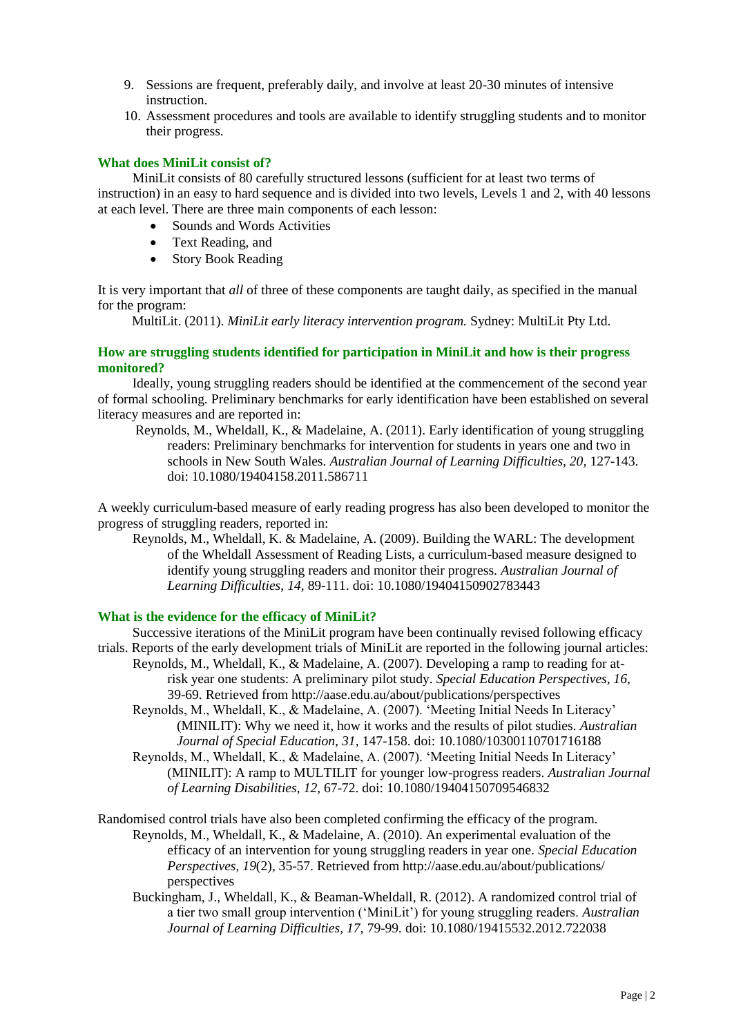9. Sessions are frequent, preferably daily, and involve at least 20-30 minutes of intensive instruction.
10. Assessment procedures and tools are available to identify struggling students and to monitor their progress.

### What does MiniLit consist of?

MiniLit consists of 80 carefully structured lessons (sufficient for at least two terms of instruction) in an easy to hard sequence and is divided into two levels, Levels 1 and 2, with 40 lessons at each level. There are three main components of each lesson:

- Sounds and Words Activities
- Text Reading, and
- Story Book Reading

It is very important that *all* of three of these components are taught daily, as specified in the manual for the program:

MultiLit. (2011). *MiniLit early literacy intervention program.* Sydney: MultiLit Pty Ltd.

### How are struggling students identified for participation in MiniLit and how is their progress monitored?

Ideally, young struggling readers should be identified at the commencement of the second year of formal schooling. Preliminary benchmarks for early identification have been established on several literacy measures and are reported in:

Reynolds, M., Wheldall, K., & Madelaine, A. (2011). Early identification of young struggling readers: Preliminary benchmarks for intervention for students in years one and two in schools in New South Wales. *Australian Journal of Learning Difficulties, 20,* 127-143. doi: 10.1080/19404158.2011.586711

A weekly curriculum-based measure of early reading progress has also been developed to monitor the progress of struggling readers, reported in:

Reynolds, M., Wheldall, K. & Madelaine, A. (2009). Building the WARL: The development of the Wheldall Assessment of Reading Lists, a curriculum-based measure designed to identify young struggling readers and monitor their progress. *Australian Journal of Learning Difficulties*, *14*, 89-111. doi: 10.1080/19404150902783443

### What is the evidence for the efficacy of MiniLit?

Successive iterations of the MiniLit program have been continually revised following efficacy trials. Reports of the early development trials of MiniLit are reported in the following journal articles:

Reynolds, M., Wheldall, K., & Madelaine, A. (2007). Developing a ramp to reading for at-risk year one students: A preliminary pilot study. *Special Education Perspectives, 16*, 39-69. Retrieved from http://aase.edu.au/about/publications/perspectives

Reynolds, M., Wheldall, K., & Madelaine, A. (2007). 'Meeting Initial Needs In Literacy' (MINILIT): Why we need it, how it works and the results of pilot studies. *Australian Journal of Special Education*, *31*, 147-158. doi: 10.1080/10300110701716188

Reynolds, M., Wheldall, K., & Madelaine, A. (2007). 'Meeting Initial Needs In Literacy' (MINILIT): A ramp to MULTILIT for younger low-progress readers. *Australian Journal of Learning Disabilities*, *12,* 67-72. doi: 10.1080/19404150709546832

Randomised control trials have also been completed confirming the efficacy of the program.

Reynolds, M., Wheldall, K., & Madelaine, A. (2010). An experimental evaluation of the efficacy of an intervention for young struggling readers in year one. *Special Education Perspectives, 19*(2), 35-57. Retrieved from http://aase.edu.au/about/publications/perspectives

Buckingham, J., Wheldall, K., & Beaman-Wheldall, R. (2012). A randomized control trial of a tier two small group intervention ('MiniLit') for young struggling readers. *Australian Journal of Learning Difficulties, 17,* 79-99. doi: 10.1080/19415532.2012.722038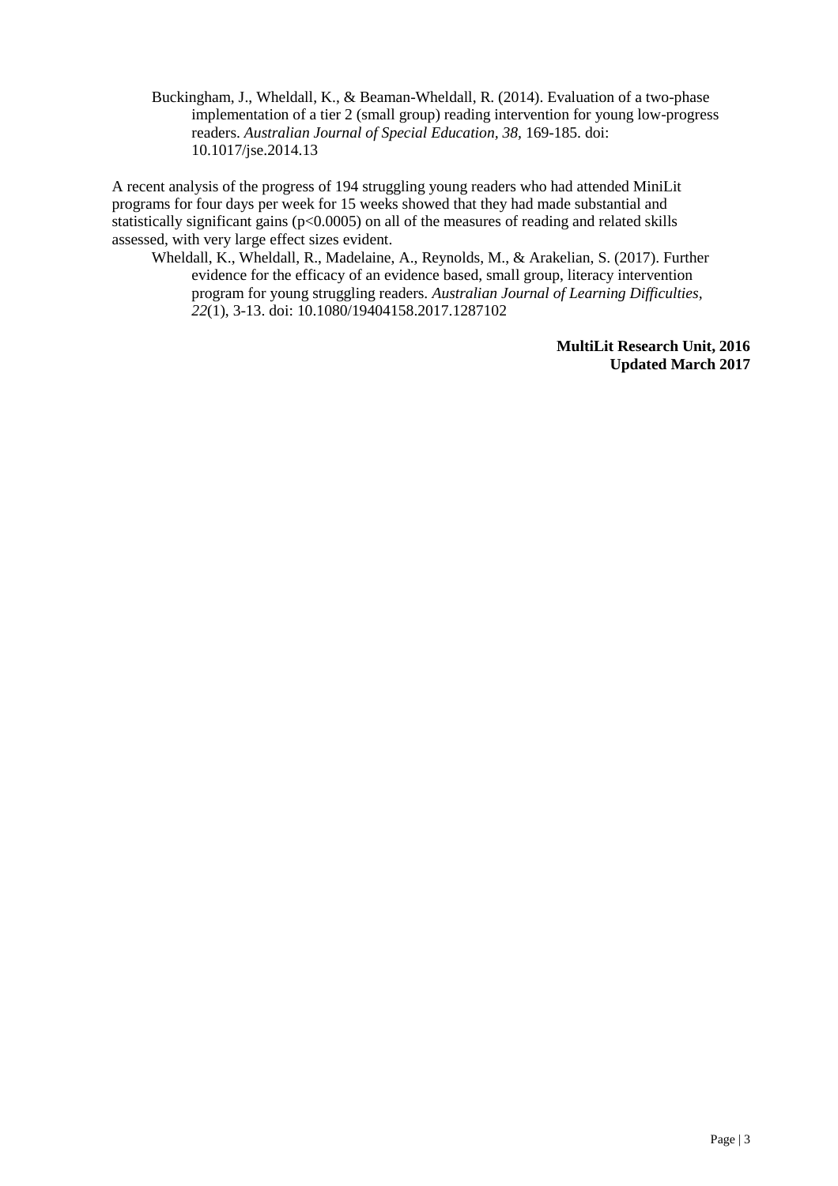Buckingham, J., Wheldall, K., & Beaman-Wheldall, R. (2014). Evaluation of a two-phase implementation of a tier 2 (small group) reading intervention for young low-progress readers. *Australian Journal of Special Education, 38*, 169-185. doi: 10.1017/jse.2014.13

A recent analysis of the progress of 194 struggling young readers who had attended MiniLit programs for four days per week for 15 weeks showed that they had made substantial and statistically significant gains ($p<0.0005$) on all of the measures of reading and related skills assessed, with very large effect sizes evident.

Wheldall, K., Wheldall, R., Madelaine, A., Reynolds, M., & Arakelian, S. (2017). Further evidence for the efficacy of an evidence based, small group, literacy intervention program for young struggling readers. *Australian Journal of Learning Difficulties, 22*(1), 3-13. doi: 10.1080/19404158.2017.1287102

**MultiLit Research Unit, 2016**
**Updated March 2017**